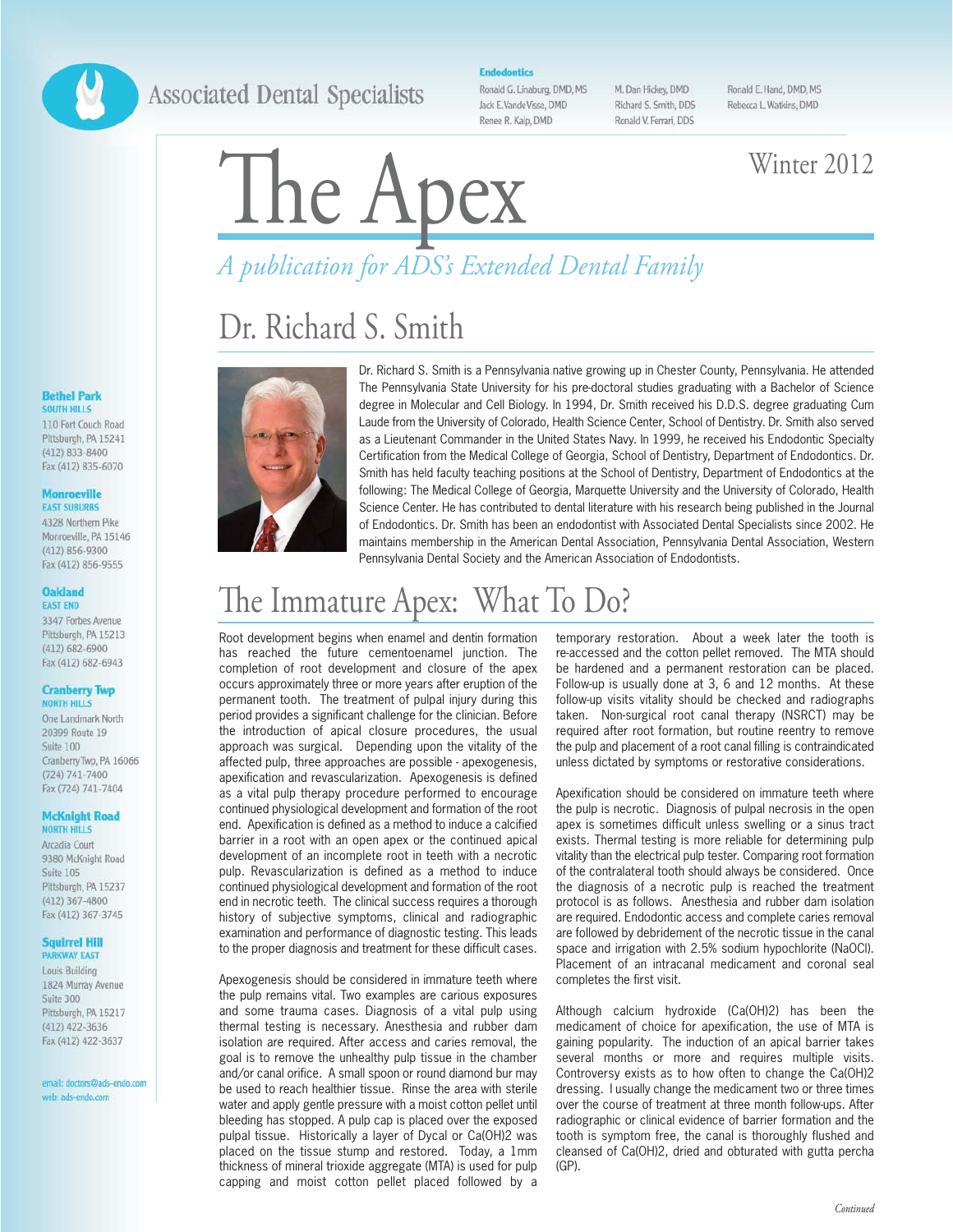Associated Dental Specialists

**Endodontics**

Ronald G. Linaburg, DMD, MS
Jack E. VandeVisse, DMD
Renee R. Kalp, DMD
M. Dan Hickey, DMD
Richard S. Smith, DDS
Ronald V. Ferrari, DDS
Ronald E. Hand, DMD, MS
Rebecca L. Watkins, DMD

# The Apex

Winter 2012

*A publication for ADS's Extended Dental Family*

**Bethel Park**
SOUTH HILLS
110 Fort Couch Road
Pittsburgh, PA 15241
(412) 833-8400
Fax (412) 835-6070

**Monroeville**
EAST SUBURBS
4328 Northern Pike
Monroeville, PA 15146
(412) 856-9300
Fax (412) 856-9555

**Oakland**
EAST END
3347 Forbes Avenue
Pittsburgh, PA 15213
(412) 682-6900
Fax (412) 682-6943

**Cranberry Twp**
NORTH HILLS
One Landmark North
20399 Route 19
Suite 100
Cranberry Twp, PA 16066
(724) 741-7400
Fax (724) 741-7404

**McKnight Road**
NORTH HILLS
Arcadia Court
9380 McKnight Road
Suite 105
Pittsburgh, PA 15237
(412) 367-4800
Fax (412) 367-3745

**Squirrel Hill**
PARKWAY EAST
Louis Building
1824 Murray Avenue
Suite 300
Pittsburgh, PA 15217
(412) 422-3636
Fax (412) 422-3637

email: doctors@ads-endo.com
web: ads-endo.com

## Dr. Richard S. Smith

Dr. Richard S. Smith is a Pennsylvania native growing up in Chester County, Pennsylvania. He attended The Pennsylvania State University for his pre-doctoral studies graduating with a Bachelor of Science degree in Molecular and Cell Biology. In 1994, Dr. Smith received his D.D.S. degree graduating Cum Laude from the University of Colorado, Health Science Center, School of Dentistry. Dr. Smith also served as a Lieutenant Commander in the United States Navy. In 1999, he received his Endodontic Specialty Certification from the Medical College of Georgia, School of Dentistry, Department of Endodontics. Dr. Smith has held faculty teaching positions at the School of Dentistry, Department of Endodontics at the following: The Medical College of Georgia, Marquette University and the University of Colorado, Health Science Center. He has contributed to dental literature with his research being published in the Journal of Endodontics. Dr. Smith has been an endodontist with Associated Dental Specialists since 2002. He maintains membership in the American Dental Association, Pennsylvania Dental Association, Western Pennsylvania Dental Society and the American Association of Endodontists.

## The Immature Apex: What To Do?

Root development begins when enamel and dentin formation has reached the future cementoenamel junction. The completion of root development and closure of the apex occurs approximately three or more years after eruption of the permanent tooth. The treatment of pulpal injury during this period provides a significant challenge for the clinician. Before the introduction of apical closure procedures, the usual approach was surgical. Depending upon the vitality of the affected pulp, three approaches are possible - apexogenesis, apexification and revascularization. Apexogenesis is defined as a vital pulp therapy procedure performed to encourage continued physiological development and formation of the root end. Apexification is defined as a method to induce a calcified barrier in a root with an open apex or the continued apical development of an incomplete root in teeth with a necrotic pulp. Revascularization is defined as a method to induce continued physiological development and formation of the root end in necrotic teeth. The clinical success requires a thorough history of subjective symptoms, clinical and radiographic examination and performance of diagnostic testing. This leads to the proper diagnosis and treatment for these difficult cases.

Apexogenesis should be considered in immature teeth where the pulp remains vital. Two examples are carious exposures and some trauma cases. Diagnosis of a vital pulp using thermal testing is necessary. Anesthesia and rubber dam isolation are required. After access and caries removal, the goal is to remove the unhealthy pulp tissue in the chamber and/or canal orifice. A small spoon or round diamond bur may be used to reach healthier tissue. Rinse the area with sterile water and apply gentle pressure with a moist cotton pellet until bleeding has stopped. A pulp cap is placed over the exposed pulpal tissue. Historically a layer of Dycal or Ca(OH)2 was placed on the tissue stump and restored. Today, a 1mm thickness of mineral trioxide aggregate (MTA) is used for pulp capping and moist cotton pellet placed followed by a temporary restoration. About a week later the tooth is re-accessed and the cotton pellet removed. The MTA should be hardened and a permanent restoration can be placed. Follow-up is usually done at 3, 6 and 12 months. At these follow-up visits vitality should be checked and radiographs taken. Non-surgical root canal therapy (NSRCT) may be required after root formation, but routine reentry to remove the pulp and placement of a root canal filling is contraindicated unless dictated by symptoms or restorative considerations.

Apexification should be considered on immature teeth where the pulp is necrotic. Diagnosis of pulpal necrosis in the open apex is sometimes difficult unless swelling or a sinus tract exists. Thermal testing is more reliable for determining pulp vitality than the electrical pulp tester. Comparing root formation of the contralateral tooth should always be considered. Once the diagnosis of a necrotic pulp is reached the treatment protocol is as follows. Anesthesia and rubber dam isolation are required. Endodontic access and complete caries removal are followed by debridement of the necrotic tissue in the canal space and irrigation with 2.5% sodium hypochlorite (NaOCl). Placement of an intracanal medicament and coronal seal completes the first visit.

Although calcium hydroxide (Ca(OH)2) has been the medicament of choice for apexification, the use of MTA is gaining popularity. The induction of an apical barrier takes several months or more and requires multiple visits. Controversy exists as to how often to change the Ca(OH)2 dressing. I usually change the medicament two or three times over the course of treatment at three month follow-ups. After radiographic or clinical evidence of barrier formation and the tooth is symptom free, the canal is thoroughly flushed and cleansed of Ca(OH)2, dried and obturated with gutta percha (GP).

*Continued*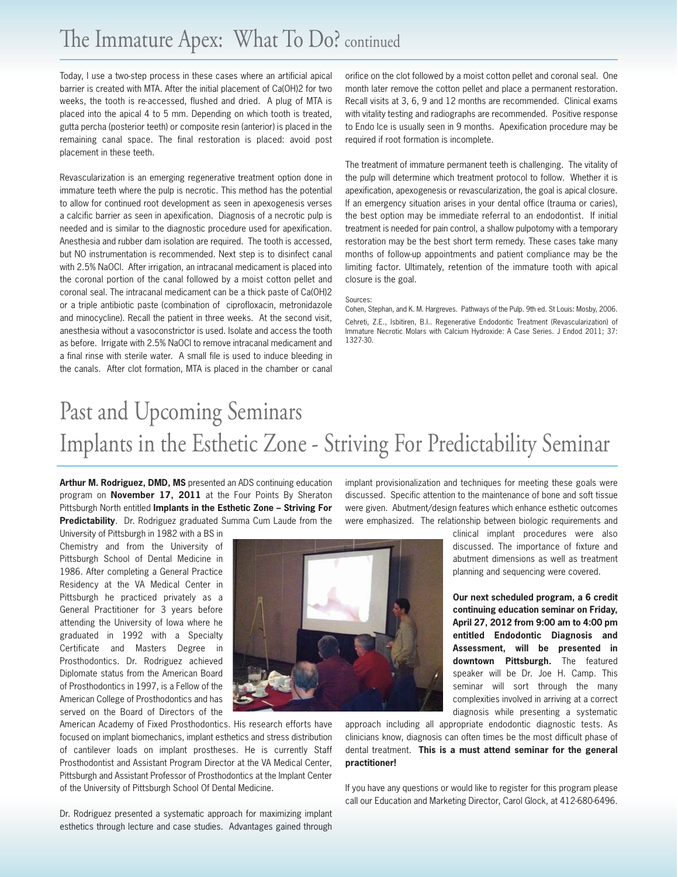# The Immature Apex: What To Do? continued

Today, I use a two-step process in these cases where an artificial apical barrier is created with MTA. After the initial placement of $Ca(OH)_2$ for two weeks, the tooth is re-accessed, flushed and dried. A plug of MTA is placed into the apical 4 to 5 mm. Depending on which tooth is treated, gutta percha (posterior teeth) or composite resin (anterior) is placed in the remaining canal space. The final restoration is placed: avoid post placement in these teeth.

Revascularization is an emerging regenerative treatment option done in immature teeth where the pulp is necrotic. This method has the potential to allow for continued root development as seen in apexogenesis verses a calcific barrier as seen in apexification. Diagnosis of a necrotic pulp is needed and is similar to the diagnostic procedure used for apexification. Anesthesia and rubber dam isolation are required. The tooth is accessed, but NO instrumentation is recommended. Next step is to disinfect canal with 2.5% NaOCl. After irrigation, an intracanal medicament is placed into the coronal portion of the canal followed by a moist cotton pellet and coronal seal. The intracanal medicament can be a thick paste of $Ca(OH)_2$ or a triple antibiotic paste (combination of ciprofloxacin, metronidazole and minocycline). Recall the patient in three weeks. At the second visit, anesthesia without a vasoconstrictor is used. Isolate and access the tooth as before. Irrigate with 2.5% NaOCl to remove intracanal medicament and a final rinse with sterile water. A small file is used to induce bleeding in the canals. After clot formation, MTA is placed in the chamber or canal orifice on the clot followed by a moist cotton pellet and coronal seal. One month later remove the cotton pellet and place a permanent restoration. Recall visits at 3, 6, 9 and 12 months are recommended. Clinical exams with vitality testing and radiographs are recommended. Positive response to Endo Ice is usually seen in 9 months. Apexification procedure may be required if root formation is incomplete.

The treatment of immature permanent teeth is challenging. The vitality of the pulp will determine which treatment protocol to follow. Whether it is apexification, apexogenesis or revascularization, the goal is apical closure. If an emergency situation arises in your dental office (trauma or caries), the best option may be immediate referral to an endodontist. If initial treatment is needed for pain control, a shallow pulpotomy with a temporary restoration may be the best short term remedy. These cases take many months of follow-up appointments and patient compliance may be the limiting factor. Ultimately, retention of the immature tooth with apical closure is the goal.

Sources:

Cohen, Stephan, and K. M. Hargreves. Pathways of the Pulp. 9th ed. St Louis: Mosby, 2006.

Cehreti, Z.E., Isbitiren, B.I.. Regenerative Endodontic Treatment (Revascularization) of Immature Necrotic Molars with Calcium Hydroxide: A Case Series. J Endod 2011; 37: 1327-30.

# Past and Upcoming Seminars

## Implants in the Esthetic Zone - Striving For Predictability Seminar

**Arthur M. Rodriguez, DMD, MS** presented an ADS continuing education program on **November 17, 2011** at the Four Points By Sheraton Pittsburgh North entitled **Implants in the Esthetic Zone – Striving For Predictability**. Dr. Rodriguez graduated Summa Cum Laude from the University of Pittsburgh in 1982 with a BS in Chemistry and from the University of Pittsburgh School of Dental Medicine in 1986. After completing a General Practice Residency at the VA Medical Center in Pittsburgh he practiced privately as a General Practitioner for 3 years before attending the University of Iowa where he graduated in 1992 with a Specialty Certificate and Masters Degree in Prosthodontics. Dr. Rodriguez achieved Diplomate status from the American Board of Prosthodontics in 1997, is a Fellow of the American College of Prosthodontics and has served on the Board of Directors of the American Academy of Fixed Prosthodontics. His research efforts have focused on implant biomechanics, implant esthetics and stress distribution of cantilever loads on implant prostheses. He is currently Staff Prosthodontist and Assistant Program Director at the VA Medical Center, Pittsburgh and Assistant Professor of Prosthodontics at the Implant Center of the University of Pittsburgh School Of Dental Medicine.

Dr. Rodriguez presented a systematic approach for maximizing implant esthetics through lecture and case studies. Advantages gained through implant provisionalization and techniques for meeting these goals were discussed. Specific attention to the maintenance of bone and soft tissue were given. Abutment/design features which enhance esthetic outcomes were emphasized. The relationship between biologic requirements and clinical implant procedures were also discussed. The importance of fixture and abutment dimensions as well as treatment planning and sequencing were covered.

**Our next scheduled program, a 6 credit continuing education seminar on Friday, April 27, 2012 from 9:00 am to 4:00 pm entitled Endodontic Diagnosis and Assessment, will be presented in downtown Pittsburgh.** The featured speaker will be Dr. Joe H. Camp. This seminar will sort through the many complexities involved in arriving at a correct diagnosis while presenting a systematic approach including all appropriate endodontic diagnostic tests. As clinicians know, diagnosis can often times be the most difficult phase of dental treatment. **This is a must attend seminar for the general practitioner!**

If you have any questions or would like to register for this program please call our Education and Marketing Director, Carol Glock, at 412-680-6496.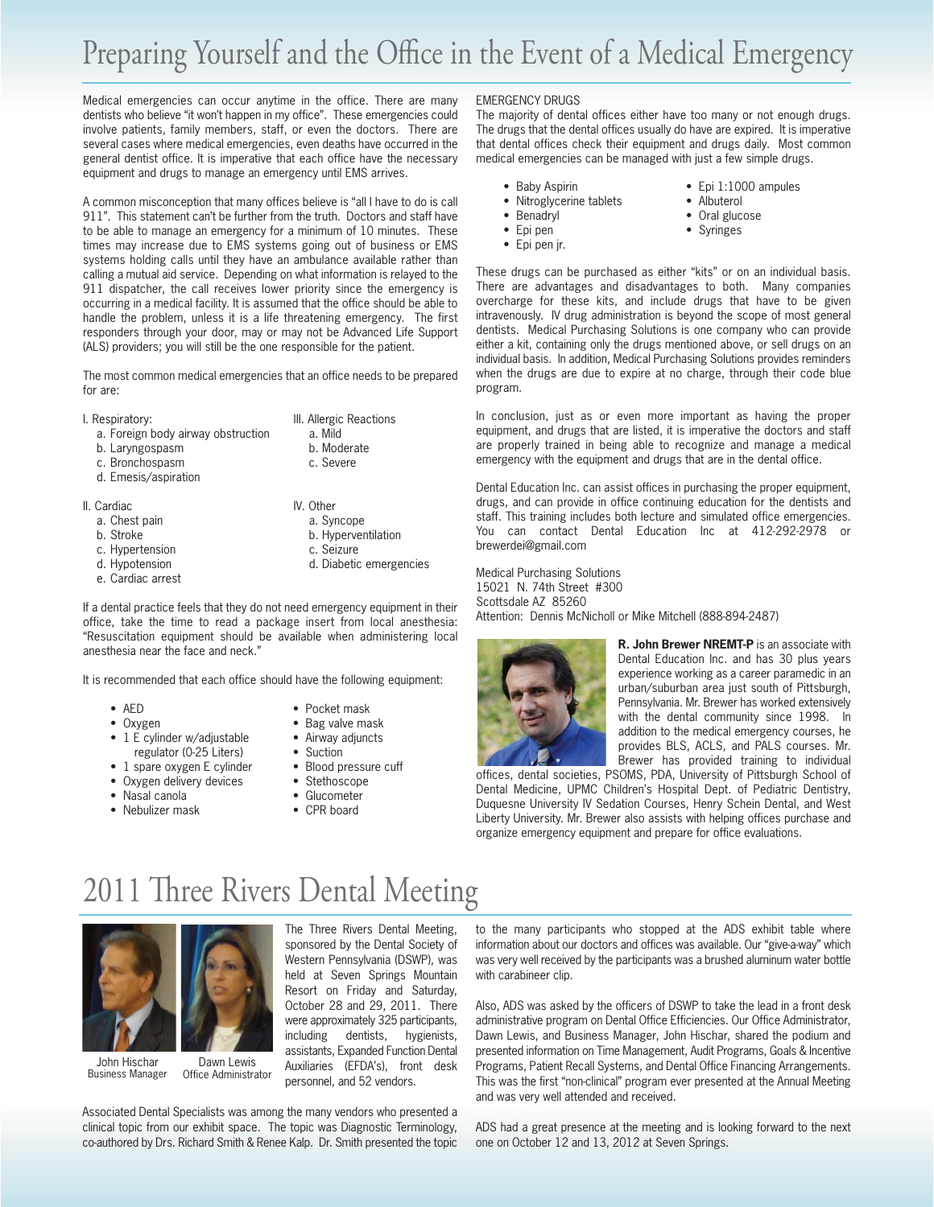# Preparing Yourself and the Office in the Event of a Medical Emergency

Medical emergencies can occur anytime in the office. There are many dentists who believe "it won't happen in my office". These emergencies could involve patients, family members, staff, or even the doctors. There are several cases where medical emergencies, even deaths have occurred in the general dentist office. It is imperative that each office have the necessary equipment and drugs to manage an emergency until EMS arrives.

A common misconception that many offices believe is "all I have to do is call 911". This statement can't be further from the truth. Doctors and staff have to be able to manage an emergency for a minimum of 10 minutes. These times may increase due to EMS systems going out of business or EMS systems holding calls until they have an ambulance available rather than calling a mutual aid service. Depending on what information is relayed to the 911 dispatcher, the call receives lower priority since the emergency is occurring in a medical facility. It is assumed that the office should be able to handle the problem, unless it is a life threatening emergency. The first responders through your door, may or may not be Advanced Life Support (ALS) providers; you will still be the one responsible for the patient.

The most common medical emergencies that an office needs to be prepared for are:

I. Respiratory:
- a. Foreign body airway obstruction
- b. Laryngospasm
- c. Bronchospasm
- d. Emesis/aspiration

II. Cardiac
- a. Chest pain
- b. Stroke
- c. Hypertension
- d. Hypotension
- e. Cardiac arrest

III. Allergic Reactions
- a. Mild
- b. Moderate
- c. Severe

IV. Other
- a. Syncope
- b. Hyperventilation
- c. Seizure
- d. Diabetic emergencies

If a dental practice feels that they do not need emergency equipment in their office, take the time to read a package insert from local anesthesia: "Resuscitation equipment should be available when administering local anesthesia near the face and neck."

It is recommended that each office should have the following equipment:

- AED
- Oxygen
- 1 E cylinder w/adjustable regulator (0-25 Liters)
- 1 spare oxygen E cylinder
- Oxygen delivery devices
- Nasal canola
- Nebulizer mask
- Pocket mask
- Bag valve mask
- Airway adjuncts
- Suction
- Blood pressure cuff
- Stethoscope
- Glucometer
- CPR board

EMERGENCY DRUGS

The majority of dental offices either have too many or not enough drugs. The drugs that the dental offices usually do have are expired. It is imperative that dental offices check their equipment and drugs daily. Most common medical emergencies can be managed with just a few simple drugs.

- Baby Aspirin
- Nitroglycerine tablets
- Benadryl
- Epi pen
- Epi pen jr.
- Epi 1:1000 ampules
- Albuterol
- Oral glucose
- Syringes

These drugs can be purchased as either "kits" or on an individual basis. There are advantages and disadvantages to both. Many companies overcharge for these kits, and include drugs that have to be given intravenously. IV drug administration is beyond the scope of most general dentists. Medical Purchasing Solutions is one company who can provide either a kit, containing only the drugs mentioned above, or sell drugs on an individual basis. In addition, Medical Purchasing Solutions provides reminders when the drugs are due to expire at no charge, through their code blue program.

In conclusion, just as or even more important as having the proper equipment, and drugs that are listed, it is imperative the doctors and staff are properly trained in being able to recognize and manage a medical emergency with the equipment and drugs that are in the dental office.

Dental Education Inc. can assist offices in purchasing the proper equipment, drugs, and can provide in office continuing education for the dentists and staff. This training includes both lecture and simulated office emergencies. You can contact Dental Education Inc at 412-292-2978 or brewerdei@gmail.com

Medical Purchasing Solutions
15021 N. 74th Street #300
Scottsdale AZ 85260
Attention: Dennis McNicholl or Mike Mitchell (888-894-2487)

**R. John Brewer NREMT-P** is an associate with Dental Education Inc. and has 30 plus years experience working as a career paramedic in an urban/suburban area just south of Pittsburgh, Pennsylvania. Mr. Brewer has worked extensively with the dental community since 1998. In addition to the medical emergency courses, he provides BLS, ACLS, and PALS courses. Mr. Brewer has provided training to individual offices, dental societies, PSOMS, PDA, University of Pittsburgh School of Dental Medicine, UPMC Children's Hospital Dept. of Pediatric Dentistry, Duquesne University IV Sedation Courses, Henry Schein Dental, and West Liberty University. Mr. Brewer also assists with helping offices purchase and organize emergency equipment and prepare for office evaluations.

# 2011 Three Rivers Dental Meeting

John Hischar
Business Manager

Dawn Lewis
Office Administrator

The Three Rivers Dental Meeting, sponsored by the Dental Society of Western Pennsylvania (DSWP), was held at Seven Springs Mountain Resort on Friday and Saturday, October 28 and 29, 2011. There were approximately 325 participants, including dentists, hygienists, assistants, Expanded Function Dental Auxiliaries (EFDA's), front desk personnel, and 52 vendors.

Associated Dental Specialists was among the many vendors who presented a clinical topic from our exhibit space. The topic was Diagnostic Terminology, co-authored by Drs. Richard Smith & Renee Kalp. Dr. Smith presented the topic to the many participants who stopped at the ADS exhibit table where information about our doctors and offices was available. Our "give-a-way" which was very well received by the participants was a brushed aluminum water bottle with carabineer clip.

Also, ADS was asked by the officers of DSWP to take the lead in a front desk administrative program on Dental Office Efficiencies. Our Office Administrator, Dawn Lewis, and Business Manager, John Hischar, shared the podium and presented information on Time Management, Audit Programs, Goals & Incentive Programs, Patient Recall Systems, and Dental Office Financing Arrangements. This was the first "non-clinical" program ever presented at the Annual Meeting and was very well attended and received.

ADS had a great presence at the meeting and is looking forward to the next one on October 12 and 13, 2012 at Seven Springs.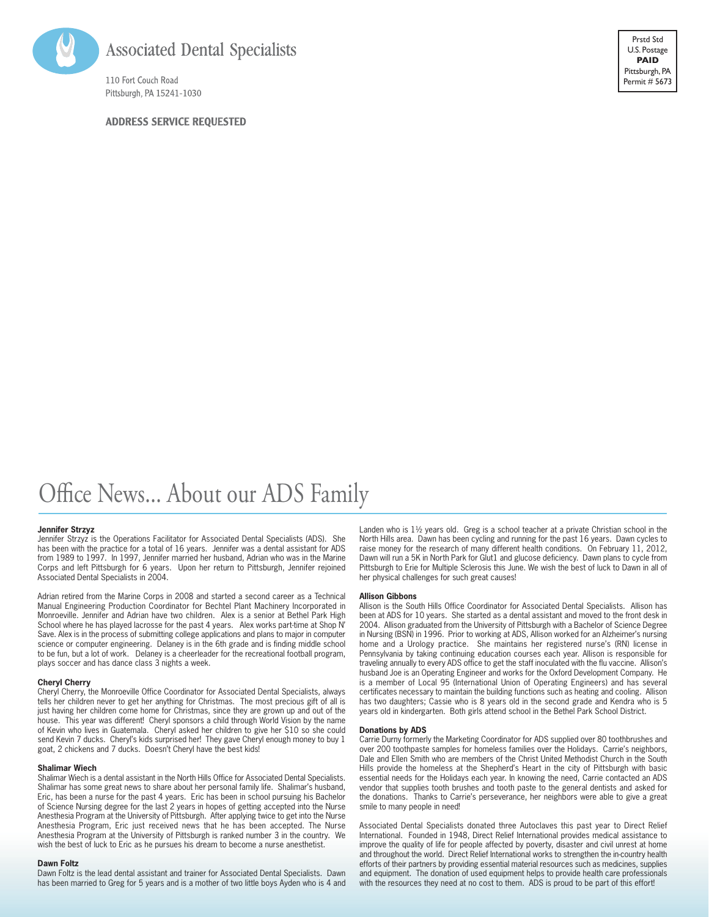Associated Dental Specialists

110 Fort Couch Road
Pittsburgh, PA 15241-1030

**ADDRESS SERVICE REQUESTED**

Prstd Std
U.S. Postage
**PAID**
Pittsburgh, PA
Permit # 5673

# Office News... About our ADS Family

**Jennifer Strzyz**

Jennifer Strzyz is the Operations Facilitator for Associated Dental Specialists (ADS). She has been with the practice for a total of 16 years. Jennifer was a dental assistant for ADS from 1989 to 1997. In 1997, Jennifer married her husband, Adrian who was in the Marine Corps and left Pittsburgh for 6 years. Upon her return to Pittsburgh, Jennifer rejoined Associated Dental Specialists in 2004.

Adrian retired from the Marine Corps in 2008 and started a second career as a Technical Manual Engineering Production Coordinator for Bechtel Plant Machinery Incorporated in Monroeville. Jennifer and Adrian have two children. Alex is a senior at Bethel Park High School where he has played lacrosse for the past 4 years. Alex works part-time at Shop N' Save. Alex is in the process of submitting college applications and plans to major in computer science or computer engineering. Delaney is in the 6th grade and is finding middle school to be fun, but a lot of work. Delaney is a cheerleader for the recreational football program, plays soccer and has dance class 3 nights a week.

**Cheryl Cherry**

Cheryl Cherry, the Monroeville Office Coordinator for Associated Dental Specialists, always tells her children never to get her anything for Christmas. The most precious gift of all is just having her children come home for Christmas, since they are grown up and out of the house. This year was different! Cheryl sponsors a child through World Vision by the name of Kevin who lives in Guatemala. Cheryl asked her children to give her $10 so she could send Kevin 7 ducks. Cheryl's kids surprised her! They gave Cheryl enough money to buy 1 goat, 2 chickens and 7 ducks. Doesn't Cheryl have the best kids!

**Shalimar Wiech**

Shalimar Wiech is a dental assistant in the North Hills Office for Associated Dental Specialists. Shalimar has some great news to share about her personal family life. Shalimar's husband, Eric, has been a nurse for the past 4 years. Eric has been in school pursuing his Bachelor of Science Nursing degree for the last 2 years in hopes of getting accepted into the Nurse Anesthesia Program at the University of Pittsburgh. After applying twice to get into the Nurse Anesthesia Program, Eric just received news that he has been accepted. The Nurse Anesthesia Program at the University of Pittsburgh is ranked number 3 in the country. We wish the best of luck to Eric as he pursues his dream to become a nurse anesthetist.

**Dawn Foltz**

Dawn Foltz is the lead dental assistant and trainer for Associated Dental Specialists. Dawn has been married to Greg for 5 years and is a mother of two little boys Ayden who is 4 and Landen who is 1½ years old. Greg is a school teacher at a private Christian school in the North Hills area. Dawn has been cycling and running for the past 16 years. Dawn cycles to raise money for the research of many different health conditions. On February 11, 2012, Dawn will run a 5K in North Park for Glut1 and glucose deficiency. Dawn plans to cycle from Pittsburgh to Erie for Multiple Sclerosis this June. We wish the best of luck to Dawn in all of her physical challenges for such great causes!

**Allison Gibbons**

Allison is the South Hills Office Coordinator for Associated Dental Specialists. Allison has been at ADS for 10 years. She started as a dental assistant and moved to the front desk in 2004. Allison graduated from the University of Pittsburgh with a Bachelor of Science Degree in Nursing (BSN) in 1996. Prior to working at ADS, Allison worked for an Alzheimer's nursing home and a Urology practice. She maintains her registered nurse's (RN) license in Pennsylvania by taking continuing education courses each year. Allison is responsible for traveling annually to every ADS office to get the staff inoculated with the flu vaccine. Allison's husband Joe is an Operating Engineer and works for the Oxford Development Company. He is a member of Local 95 (International Union of Operating Engineers) and has several certificates necessary to maintain the building functions such as heating and cooling. Allison has two daughters; Cassie who is 8 years old in the second grade and Kendra who is 5 years old in kindergarten. Both girls attend school in the Bethel Park School District.

**Donations by ADS**

Carrie Durny formerly the Marketing Coordinator for ADS supplied over 80 toothbrushes and over 200 toothpaste samples for homeless families over the Holidays. Carrie's neighbors, Dale and Ellen Smith who are members of the Christ United Methodist Church in the South Hills provide the homeless at the Shepherd's Heart in the city of Pittsburgh with basic essential needs for the Holidays each year. In knowing the need, Carrie contacted an ADS vendor that supplies tooth brushes and tooth paste to the general dentists and asked for the donations. Thanks to Carrie's perseverance, her neighbors were able to give a great smile to many people in need!

Associated Dental Specialists donated three Autoclaves this past year to Direct Relief International. Founded in 1948, Direct Relief International provides medical assistance to improve the quality of life for people affected by poverty, disaster and civil unrest at home and throughout the world. Direct Relief International works to strengthen the in-country health efforts of their partners by providing essential material resources such as medicines, supplies and equipment. The donation of used equipment helps to provide health care professionals with the resources they need at no cost to them. ADS is proud to be part of this effort!